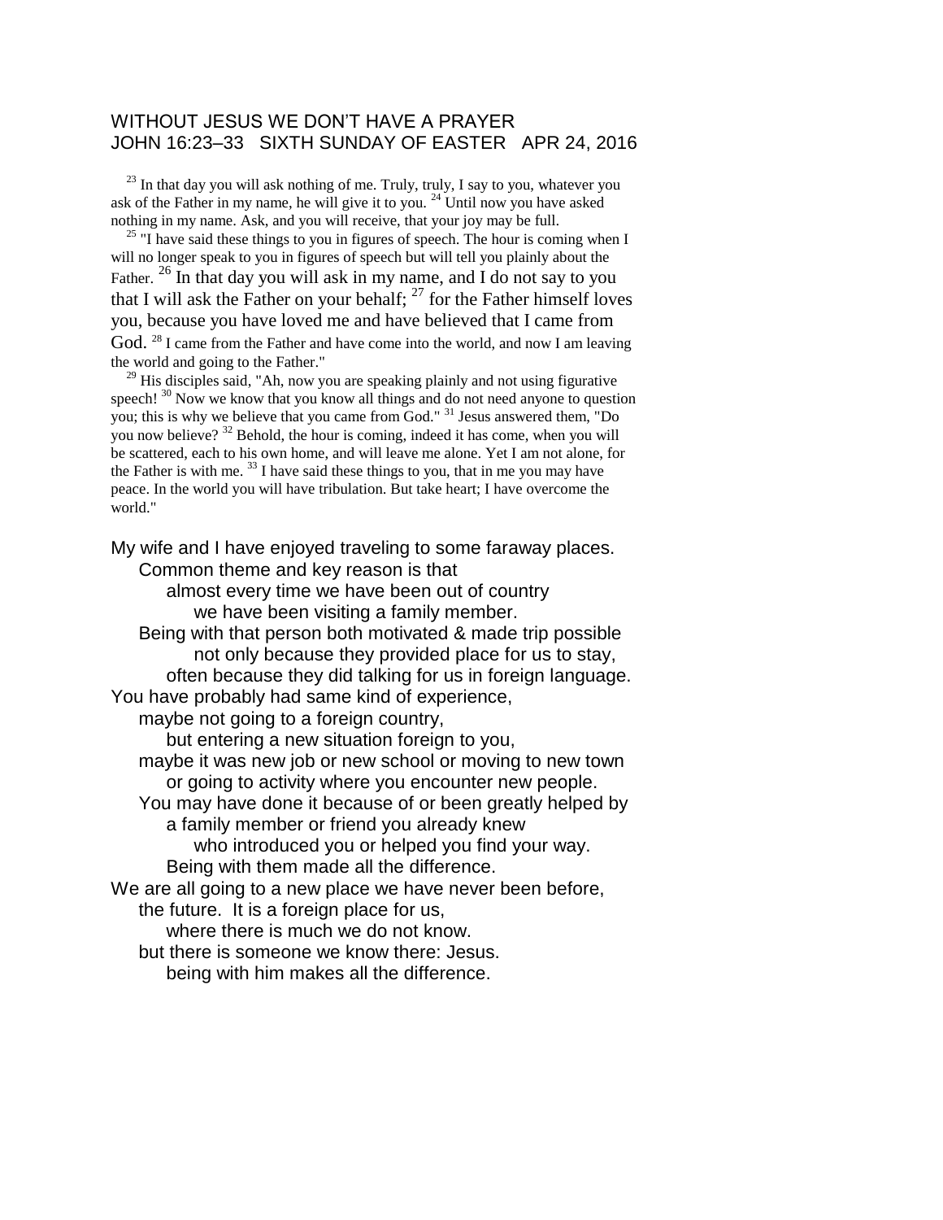# WITHOUT JESUS WE DON'T HAVE A PRAYER
## JOHN 16:23–33 SIXTH SUNDAY OF EASTER APR 24, 2016

[23] In that day you will ask nothing of me. Truly, truly, I say to you, whatever you ask of the Father in my name, he will give it to you. [24] Until now you have asked nothing in my name. Ask, and you will receive, that your joy may be full.

[25] "I have said these things to you in figures of speech. The hour is coming when I will no longer speak to you in figures of speech but will tell you plainly about the Father. [26] In that day you will ask in my name, and I do not say to you that I will ask the Father on your behalf; [27] for the Father himself loves you, because you have loved me and have believed that I came from God. [28] I came from the Father and have come into the world, and now I am leaving the world and going to the Father."

[29] His disciples said, "Ah, now you are speaking plainly and not using figurative speech! [30] Now we know that you know all things and do not need anyone to question you; this is why we believe that you came from God." [31] Jesus answered them, "Do you now believe? [32] Behold, the hour is coming, indeed it has come, when you will be scattered, each to his own home, and will leave me alone. Yet I am not alone, for the Father is with me. [33] I have said these things to you, that in me you may have peace. In the world you will have tribulation. But take heart; I have overcome the world."

My wife and I have enjoyed traveling to some faraway places.
Common theme and key reason is that
almost every time we have been out of country
we have been visiting a family member.
Being with that person both motivated & made trip possible
not only because they provided place for us to stay,
often because they did talking for us in foreign language.
You have probably had same kind of experience,
maybe not going to a foreign country,
but entering a new situation foreign to you,
maybe it was new job or new school or moving to new town
or going to activity where you encounter new people.
You may have done it because of or been greatly helped by
a family member or friend you already knew
who introduced you or helped you find your way.
Being with them made all the difference.
We are all going to a new place we have never been before,
the future. It is a foreign place for us,
where there is much we do not know.
but there is someone we know there: Jesus.
being with him makes all the difference.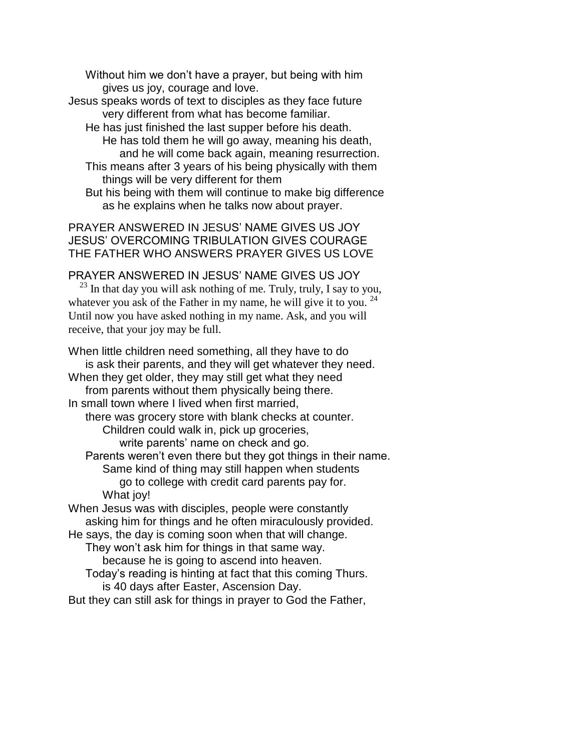Without him we don't have a prayer, but being with him
gives us joy, courage and love.

Jesus speaks words of text to disciples as they face future
very different from what has become familiar.

He has just finished the last supper before his death.
He has told them he will go away, meaning his death,
and he will come back again, meaning resurrection.

This means after 3 years of his being physically with them
things will be very different for them

But his being with them will continue to make big difference
as he explains when he talks now about prayer.

PRAYER ANSWERED IN JESUS' NAME GIVES US JOY
JESUS' OVERCOMING TRIBULATION GIVES COURAGE
THE FATHER WHO ANSWERS PRAYER GIVES US LOVE

PRAYER ANSWERED IN JESUS' NAME GIVES US JOY

[23] In that day you will ask nothing of me. Truly, truly, I say to you, whatever you ask of the Father in my name, he will give it to you. [24] Until now you have asked nothing in my name. Ask, and you will receive, that your joy may be full.

When little children need something, all they have to do
is ask their parents, and they will get whatever they need.

When they get older, they may still get what they need
from parents without them physically being there.

In small town where I lived when first married,
there was grocery store with blank checks at counter.
Children could walk in, pick up groceries,
write parents' name on check and go.

Parents weren't even there but they got things in their name.
Same kind of thing may still happen when students
go to college with credit card parents pay for.
What joy!

When Jesus was with disciples, people were constantly
asking him for things and he often miraculously provided.

He says, the day is coming soon when that will change.
They won't ask him for things in that same way.
because he is going to ascend into heaven.

Today's reading is hinting at fact that this coming Thurs.
is 40 days after Easter, Ascension Day.

But they can still ask for things in prayer to God the Father,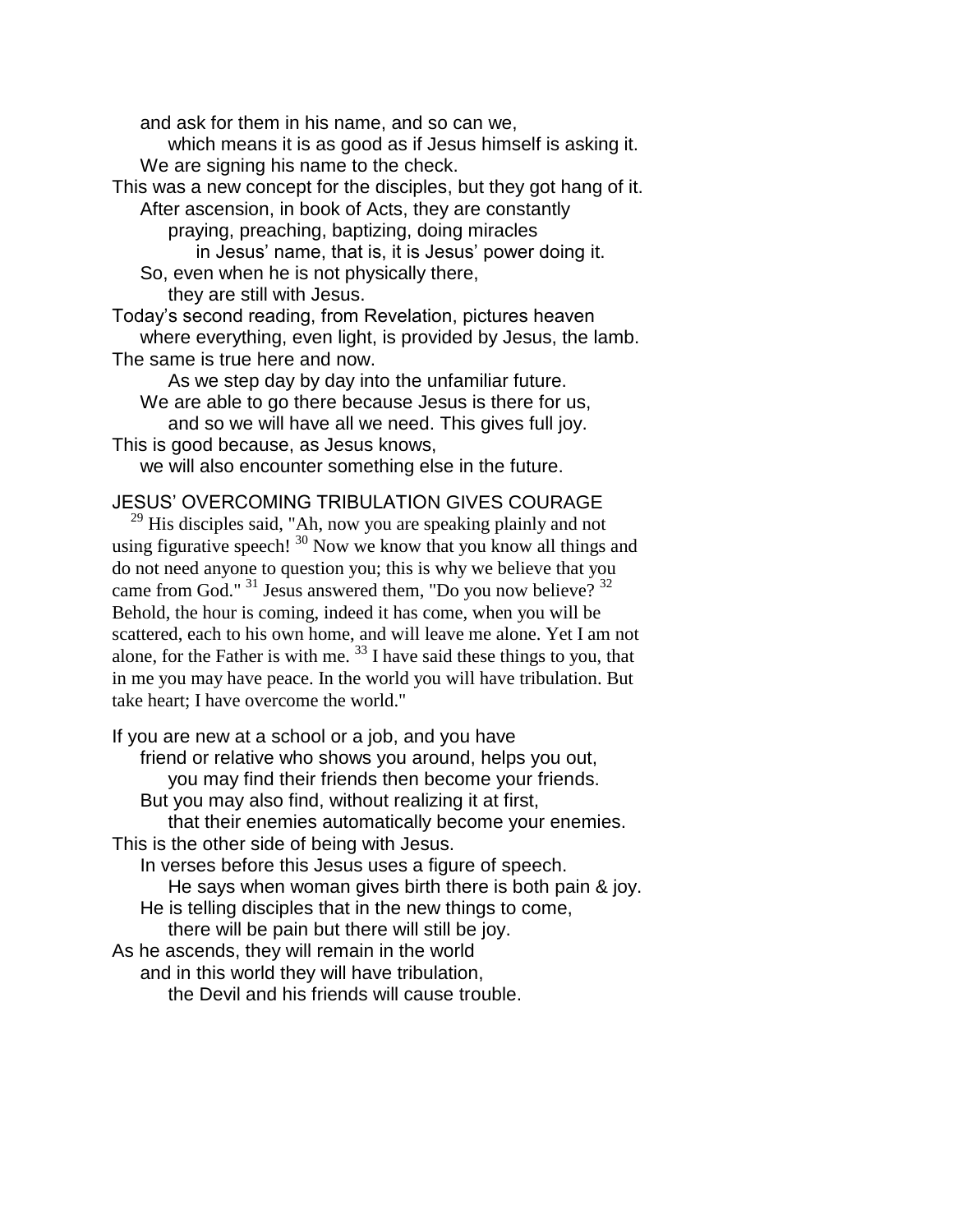and ask for them in his name, and so can we,
    which means it is as good as if Jesus himself is asking it.
  We are signing his name to the check.
This was a new concept for the disciples, but they got hang of it.
  After ascension, in book of Acts, they are constantly
    praying, preaching, baptizing, doing miracles
      in Jesus' name, that is, it is Jesus' power doing it.
  So, even when he is not physically there,
    they are still with Jesus.
Today's second reading, from Revelation, pictures heaven
  where everything, even light, is provided by Jesus, the lamb.
The same is true here and now.
    As we step day by day into the unfamiliar future.
  We are able to go there because Jesus is there for us,
    and so we will have all we need. This gives full joy.
This is good because, as Jesus knows,
  we will also encounter something else in the future.

JESUS' OVERCOMING TRIBULATION GIVES COURAGE

[29] His disciples said, "Ah, now you are speaking plainly and not using figurative speech! [30] Now we know that you know all things and do not need anyone to question you; this is why we believe that you came from God." [31] Jesus answered them, "Do you now believe? [32] Behold, the hour is coming, indeed it has come, when you will be scattered, each to his own home, and will leave me alone. Yet I am not alone, for the Father is with me. [33] I have said these things to you, that in me you may have peace. In the world you will have tribulation. But take heart; I have overcome the world."

If you are new at a school or a job, and you have
  friend or relative who shows you around, helps you out,
    you may find their friends then become your friends.
  But you may also find, without realizing it at first,
    that their enemies automatically become your enemies.
This is the other side of being with Jesus.
  In verses before this Jesus uses a figure of speech.
    He says when woman gives birth there is both pain & joy.
  He is telling disciples that in the new things to come,
    there will be pain but there will still be joy.
As he ascends, they will remain in the world
  and in this world they will have tribulation,
    the Devil and his friends will cause trouble.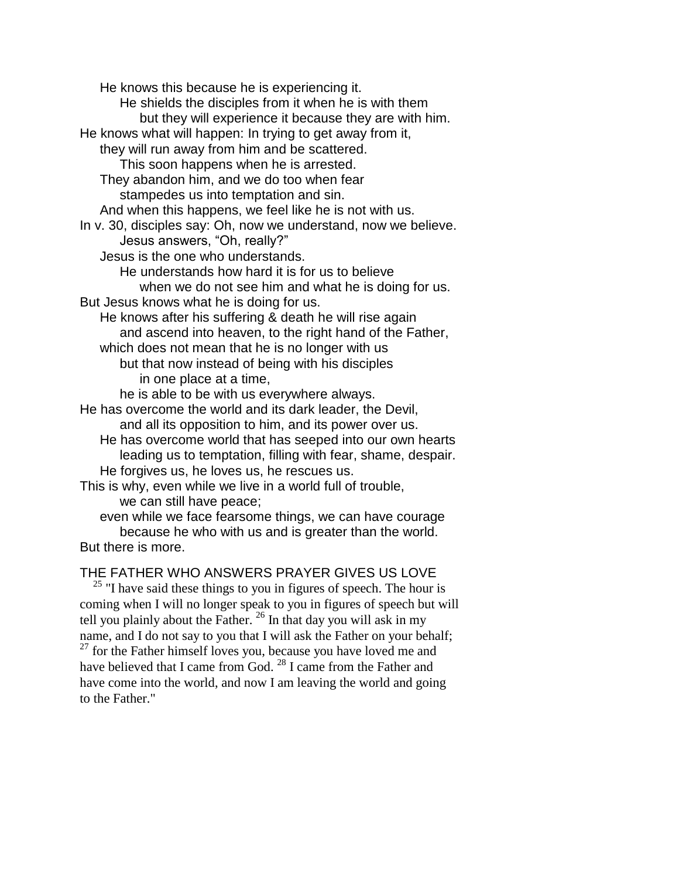He knows this because he is experiencing it.
He shields the disciples from it when he is with them
but they will experience it because they are with him.
He knows what will happen: In trying to get away from it,
they will run away from him and be scattered.
This soon happens when he is arrested.
They abandon him, and we do too when fear
stampedes us into temptation and sin.
And when this happens, we feel like he is not with us.
In v. 30, disciples say: Oh, now we understand, now we believe.
Jesus answers, "Oh, really?"
Jesus is the one who understands.
He understands how hard it is for us to believe
when we do not see him and what he is doing for us.
But Jesus knows what he is doing for us.
He knows after his suffering & death he will rise again
and ascend into heaven, to the right hand of the Father,
which does not mean that he is no longer with us
but that now instead of being with his disciples
in one place at a time,
he is able to be with us everywhere always.
He has overcome the world and its dark leader, the Devil,
and all its opposition to him, and its power over us.
He has overcome world that has seeped into our own hearts
leading us to temptation, filling with fear, shame, despair.
He forgives us, he loves us, he rescues us.
This is why, even while we live in a world full of trouble,
we can still have peace;
even while we face fearsome things, we can have courage
because he who with us and is greater than the world.
But there is more.

THE FATHER WHO ANSWERS PRAYER GIVES US LOVE

[25] "I have said these things to you in figures of speech. The hour is coming when I will no longer speak to you in figures of speech but will tell you plainly about the Father. [26] In that day you will ask in my name, and I do not say to you that I will ask the Father on your behalf; [27] for the Father himself loves you, because you have loved me and have believed that I came from God. [28] I came from the Father and have come into the world, and now I am leaving the world and going to the Father."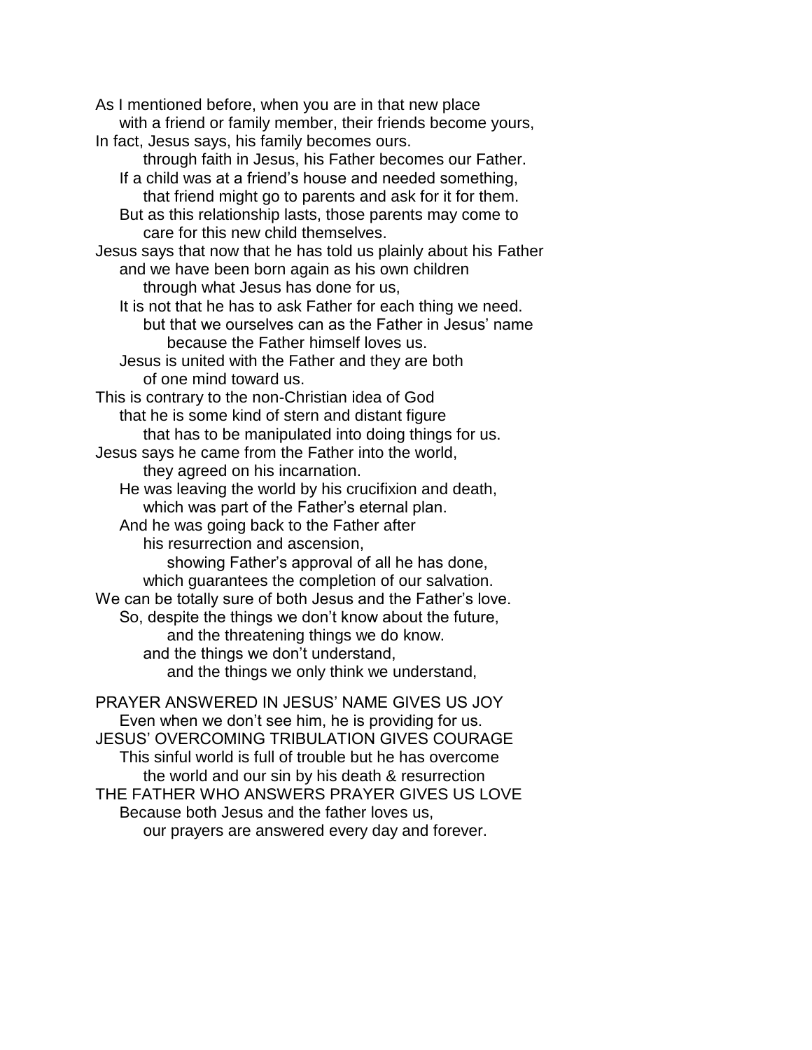As I mentioned before, when you are in that new place
with a friend or family member, their friends become yours,
In fact, Jesus says, his family becomes ours.
through faith in Jesus, his Father becomes our Father.
If a child was at a friend's house and needed something,
that friend might go to parents and ask for it for them.
But as this relationship lasts, those parents may come to
care for this new child themselves.
Jesus says that now that he has told us plainly about his Father
and we have been born again as his own children
through what Jesus has done for us,
It is not that he has to ask Father for each thing we need.
but that we ourselves can as the Father in Jesus' name
because the Father himself loves us.
Jesus is united with the Father and they are both
of one mind toward us.
This is contrary to the non-Christian idea of God
that he is some kind of stern and distant figure
that has to be manipulated into doing things for us.
Jesus says he came from the Father into the world,
they agreed on his incarnation.
He was leaving the world by his crucifixion and death,
which was part of the Father's eternal plan.
And he was going back to the Father after
his resurrection and ascension,
showing Father's approval of all he has done,
which guarantees the completion of our salvation.
We can be totally sure of both Jesus and the Father's love.
So, despite the things we don't know about the future,
and the threatening things we do know.
and the things we don't understand,
and the things we only think we understand,

PRAYER ANSWERED IN JESUS' NAME GIVES US JOY
Even when we don't see him, he is providing for us.
JESUS' OVERCOMING TRIBULATION GIVES COURAGE
This sinful world is full of trouble but he has overcome
the world and our sin by his death & resurrection
THE FATHER WHO ANSWERS PRAYER GIVES US LOVE
Because both Jesus and the father loves us,
our prayers are answered every day and forever.